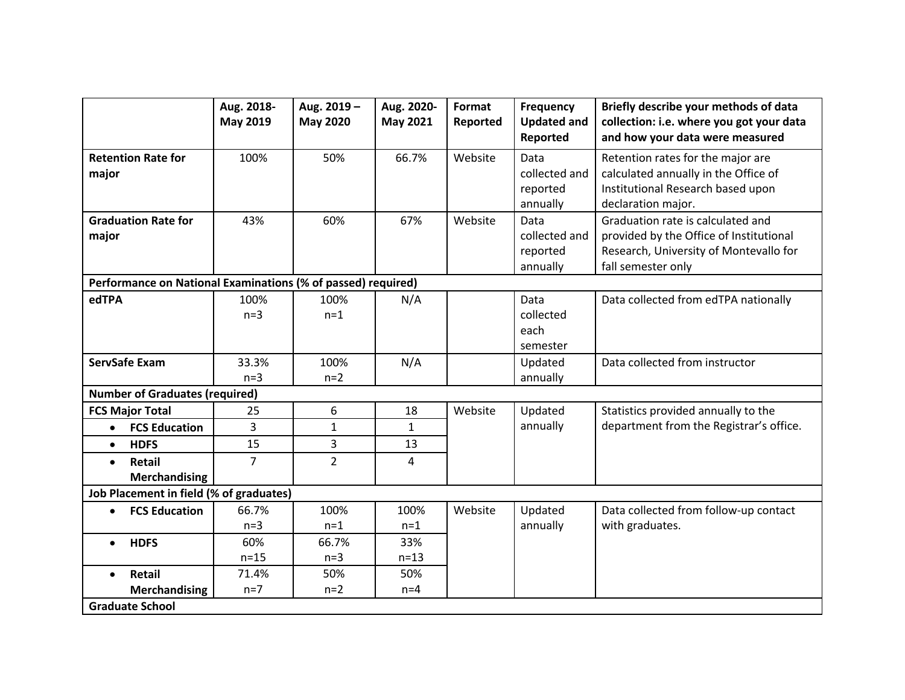| | Aug. 2018-May 2019 | Aug. 2019 – May 2020 | Aug. 2020-May 2021 | Format Reported | Frequency Updated and Reported | Briefly describe your methods of data collection: i.e. where you got your data and how your data were measured |
|---|---|---|---|---|---|---|
| **Retention Rate for major** | 100% | 50% | 66.7% | Website | Data collected and reported annually | Retention rates for the major are calculated annually in the Office of Institutional Research based upon declaration major. |
| **Graduation Rate for major** | 43% | 60% | 67% | Website | Data collected and reported annually | Graduation rate is calculated and provided by the Office of Institutional Research, University of Montevallo for fall semester only |
| **Performance on National Examinations (% of passed) required)** | | | | | | |
| **edTPA** | 100% n=3 | 100% n=1 | N/A | | Data collected each semester | Data collected from edTPA nationally |
| **ServSafe Exam** | 33.3% n=3 | 100% n=2 | N/A | | Updated annually | Data collected from instructor |
| **Number of Graduates (required)** | | | | | | |
| **FCS Major Total** | 25 | 6 | 18 | Website | Updated annually | Statistics provided annually to the department from the Registrar's office. |
| • **FCS Education** | 3 | 1 | 1 | | | |
| • **HDFS** | 15 | 3 | 13 | | | |
| • **Retail Merchandising** | 7 | 2 | 4 | | | |
| **Job Placement in field (% of graduates)** | | | | | | |
| • **FCS Education** | 66.7% n=3 | 100% n=1 | 100% n=1 | Website | Updated annually | Data collected from follow-up contact with graduates. |
| • **HDFS** | 60% n=15 | 66.7% n=3 | 33% n=13 | | | |
| • **Retail Merchandising** | 71.4% n=7 | 50% n=2 | 50% n=4 | | | |
| **Graduate School** | | | | | | |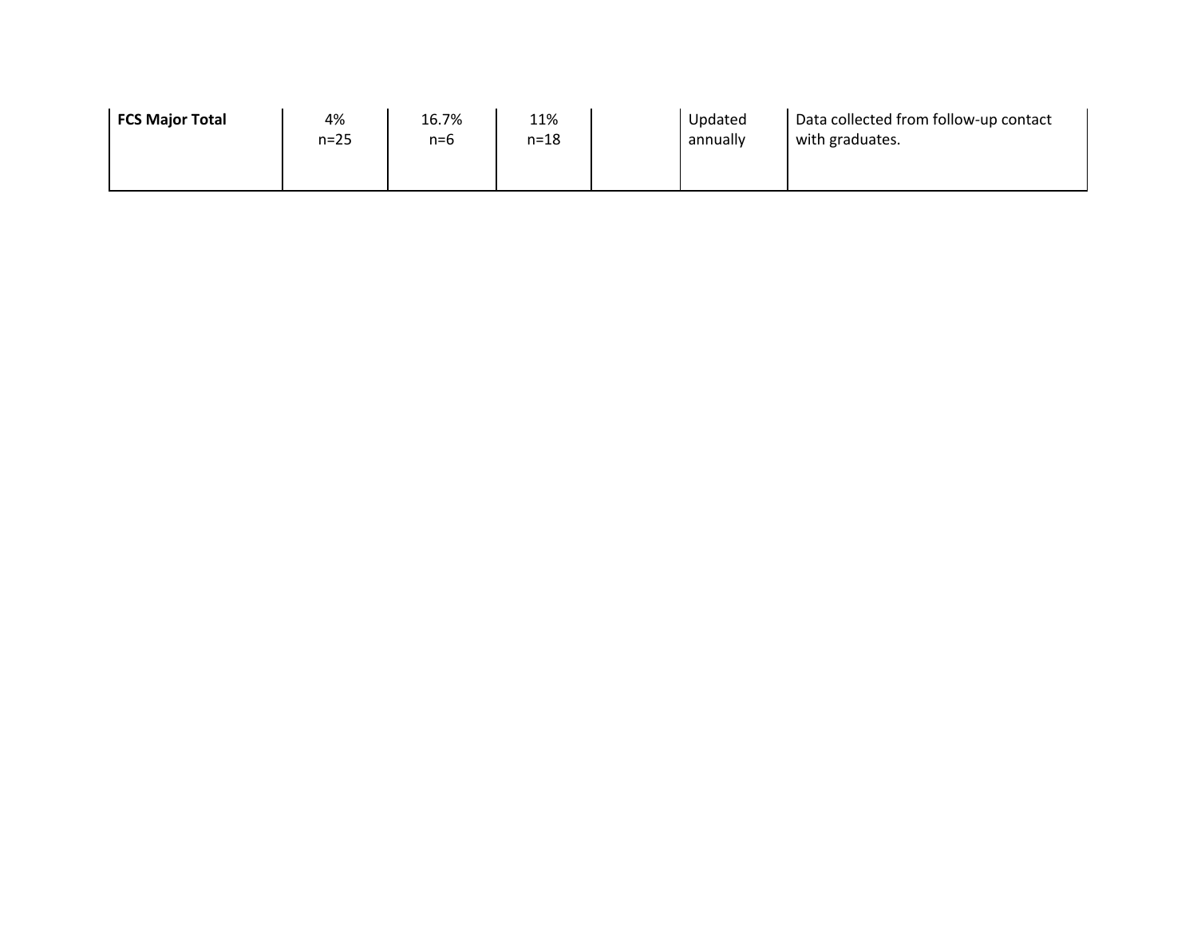| | | | | | | |
|---|---|---|---|---|---|---|
| **FCS Major Total** | 4%<br>n=25 | 16.7%<br>n=6 | 11%<br>n=18 | | Updated annually | Data collected from follow-up contact with graduates. |